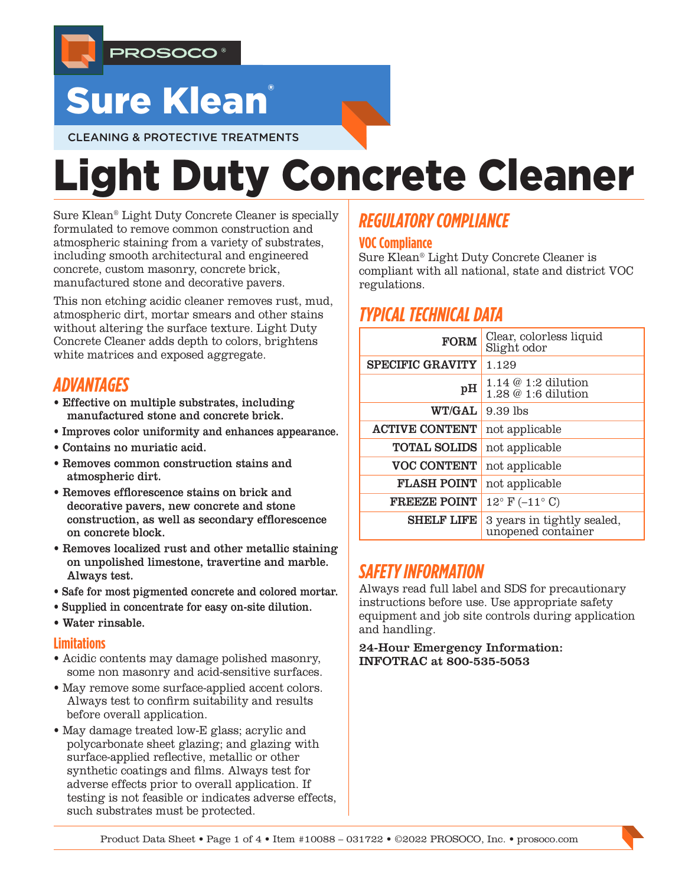PROSOCO®

# Sure Klean®

CLEANING & PROTECTIVE TREATMENTS

# Light Duty Concrete Cleaner

Sure Klean® Light Duty Concrete Cleaner is specially formulated to remove common construction and atmospheric staining from a variety of substrates, including smooth architectural and engineered concrete, custom masonry, concrete brick, manufactured stone and decorative pavers.

This non etching acidic cleaner removes rust, mud, atmospheric dirt, mortar smears and other stains without altering the surface texture. Light Duty Concrete Cleaner adds depth to colors, brightens white matrices and exposed aggregate.

## ADVANTAGES

- **Effective on multiple substrates, including manufactured stone and concrete brick.**
- **Improves color uniformity and enhances appearance.**
- **Contains no muriatic acid.**
- **Removes common construction stains and atmospheric dirt.**
- **Removes efflorescence stains on brick and decorative pavers, new concrete and stone construction, as well as secondary efflorescence on concrete block.**
- **Removes localized rust and other metallic staining on unpolished limestone, travertine and marble. Always test.**
- **Safe for most pigmented concrete and colored mortar.**
- **Supplied in concentrate for easy on-site dilution.**
- **Water rinsable.**

### Limitations

- Acidic contents may damage polished masonry, some non masonry and acid-sensitive surfaces.
- May remove some surface-applied accent colors. Always test to confirm suitability and results before overall application.
- May damage treated low-E glass; acrylic and polycarbonate sheet glazing; and glazing with surface-applied reflective, metallic or other synthetic coatings and films. Always test for adverse effects prior to overall application. If testing is not feasible or indicates adverse effects, such substrates must be protected.

## REGULATORY COMPLIANCE

### VOC Compliance

Sure Klean® Light Duty Concrete Cleaner is compliant with all national, state and district VOC regulations.

## TYPICAL TECHNICAL DATA

| | |
|---|---|
| **FORM** | Clear, colorless liquid<br>Slight odor |
| **SPECIFIC GRAVITY** | 1.129 |
| **pH** | 1.14 @ 1:2 dilution<br>1.28 @ 1:6 dilution |
| **WT/GAL** | 9.39 lbs |
| **ACTIVE CONTENT** | not applicable |
| **TOTAL SOLIDS** | not applicable |
| **VOC CONTENT** | not applicable |
| **FLASH POINT** | not applicable |
| **FREEZE POINT** | 12° F (–11° C) |
| **SHELF LIFE** | 3 years in tightly sealed, unopened container |

## SAFETY INFORMATION

Always read full label and SDS for precautionary instructions before use. Use appropriate safety equipment and job site controls during application and handling.

**24-Hour Emergency Information: INFOTRAC at 800-535-5053**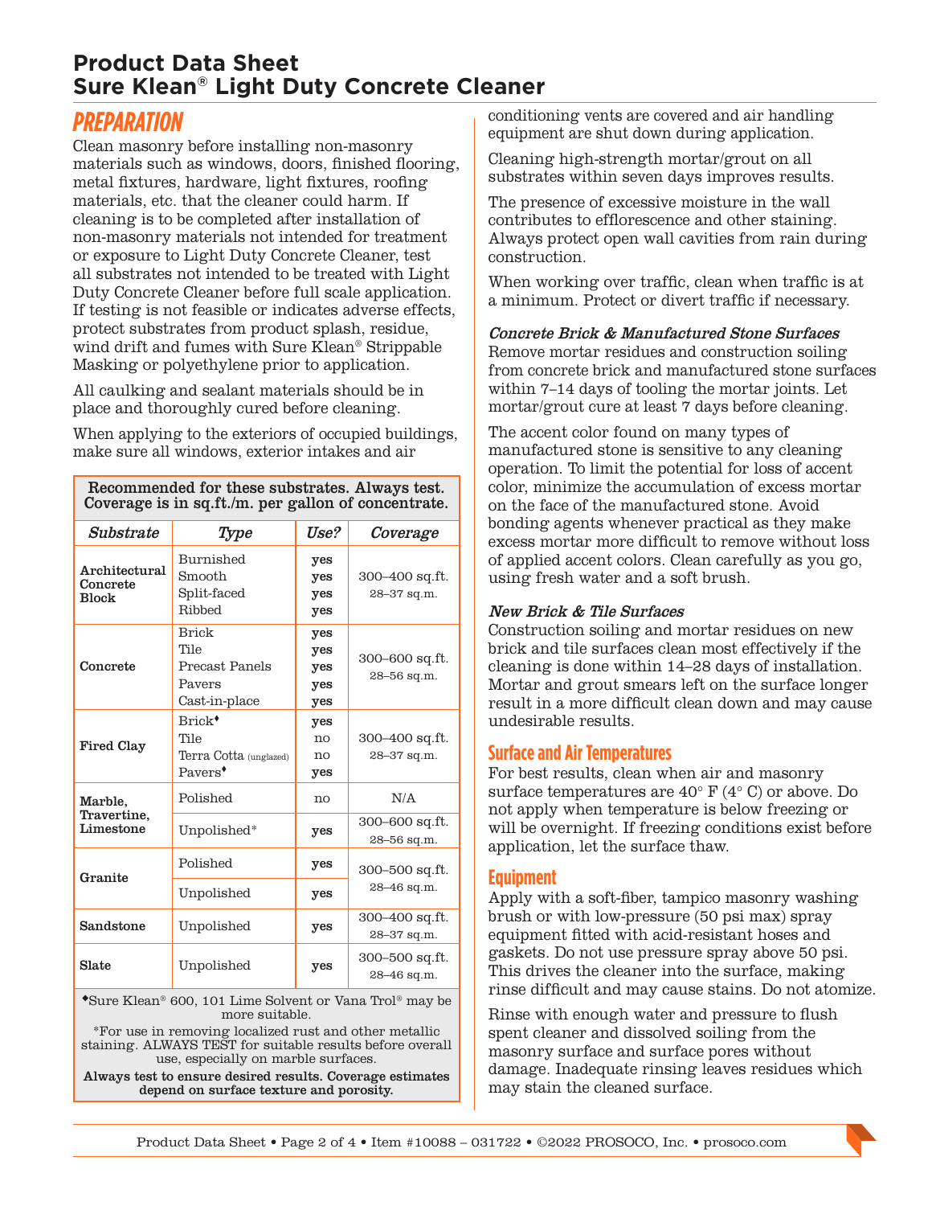# Product Data Sheet
# Sure Klean® Light Duty Concrete Cleaner

## PREPARATION

Clean masonry before installing non-masonry materials such as windows, doors, finished flooring, metal fixtures, hardware, light fixtures, roofing materials, etc. that the cleaner could harm. If cleaning is to be completed after installation of non-masonry materials not intended for treatment or exposure to Light Duty Concrete Cleaner, test all substrates not intended to be treated with Light Duty Concrete Cleaner before full scale application. If testing is not feasible or indicates adverse effects, protect substrates from product splash, residue, wind drift and fumes with Sure Klean® Strippable Masking or polyethylene prior to application.

All caulking and sealant materials should be in place and thoroughly cured before cleaning.

When applying to the exteriors of occupied buildings, make sure all windows, exterior intakes and air conditioning vents are covered and air handling equipment are shut down during application.

Cleaning high-strength mortar/grout on all substrates within seven days improves results.

The presence of excessive moisture in the wall contributes to efflorescence and other staining. Always protect open wall cavities from rain during construction.

When working over traffic, clean when traffic is at a minimum. Protect or divert traffic if necessary.

**Recommended for these substrates. Always test. Coverage is in sq.ft./m. per gallon of concentrate.**

| *Substrate* | *Type* | *Use?* | *Coverage* |
|---|---|---|---|
| **Architectural Concrete Block** | Burnished<br>Smooth<br>Split-faced<br>Ribbed | **yes**<br>**yes**<br>**yes**<br>**yes** | 300–400 sq.ft.<br>28–37 sq.m. |
| **Concrete** | Brick<br>Tile<br>Precast Panels<br>Pavers<br>Cast-in-place | **yes**<br>**yes**<br>**yes**<br>**yes**<br>**yes** | 300–600 sq.ft.<br>28–56 sq.m. |
| **Fired Clay** | Brick♦<br>Tile<br>Terra Cotta (unglazed)<br>Pavers♦ | **yes**<br>no<br>no<br>**yes** | 300–400 sq.ft.<br>28–37 sq.m. |
| **Marble, Travertine, Limestone** | Polished | no | N/A |
| | Unpolished* | **yes** | 300–600 sq.ft.<br>28–56 sq.m. |
| **Granite** | Polished | **yes** | 300–500 sq.ft.<br>28–46 sq.m. |
| | Unpolished | **yes** | |
| **Sandstone** | Unpolished | **yes** | 300–400 sq.ft.<br>28–37 sq.m. |
| **Slate** | Unpolished | **yes** | 300–500 sq.ft.<br>28–46 sq.m. |

♦Sure Klean® 600, 101 Lime Solvent or Vana Trol® may be more suitable.

*For use in removing localized rust and other metallic staining. ALWAYS TEST for suitable results before overall use, especially on marble surfaces.

**Always test to ensure desired results. Coverage estimates depend on surface texture and porosity.**

### *Concrete Brick & Manufactured Stone Surfaces*

Remove mortar residues and construction soiling from concrete brick and manufactured stone surfaces within 7–14 days of tooling the mortar joints. Let mortar/grout cure at least 7 days before cleaning.

The accent color found on many types of manufactured stone is sensitive to any cleaning operation. To limit the potential for loss of accent color, minimize the accumulation of excess mortar on the face of the manufactured stone. Avoid bonding agents whenever practical as they make excess mortar more difficult to remove without loss of applied accent colors. Clean carefully as you go, using fresh water and a soft brush.

### *New Brick & Tile Surfaces*

Construction soiling and mortar residues on new brick and tile surfaces clean most effectively if the cleaning is done within 14–28 days of installation. Mortar and grout smears left on the surface longer result in a more difficult clean down and may cause undesirable results.

## Surface and Air Temperatures

For best results, clean when air and masonry surface temperatures are 40° F (4° C) or above. Do not apply when temperature is below freezing or will be overnight. If freezing conditions exist before application, let the surface thaw.

## Equipment

Apply with a soft-fiber, tampico masonry washing brush or with low-pressure (50 psi max) spray equipment fitted with acid-resistant hoses and gaskets. Do not use pressure spray above 50 psi. This drives the cleaner into the surface, making rinse difficult and may cause stains. Do not atomize.

Rinse with enough water and pressure to flush spent cleaner and dissolved soiling from the masonry surface and surface pores without damage. Inadequate rinsing leaves residues which may stain the cleaned surface.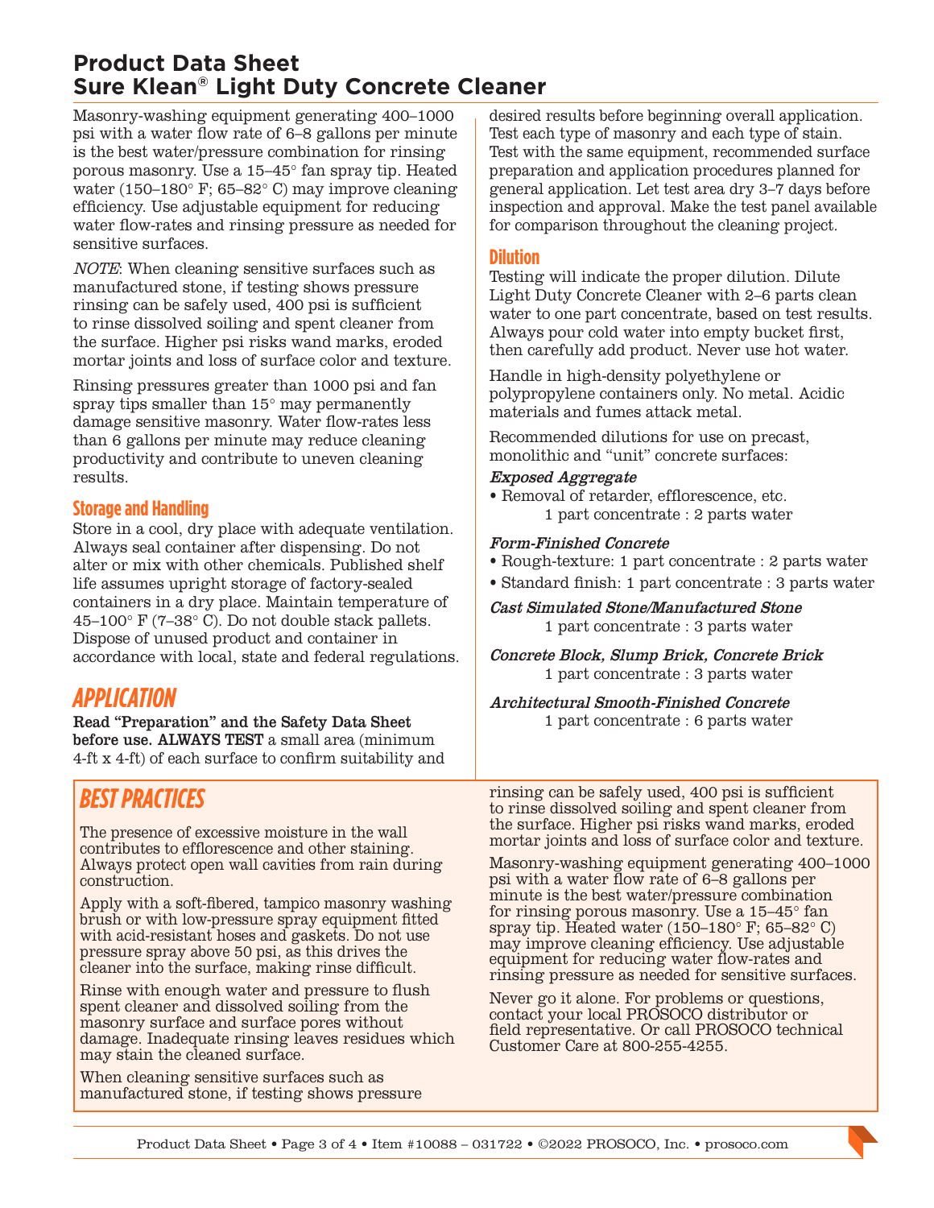# Product Data Sheet
# Sure Klean® Light Duty Concrete Cleaner

Masonry-washing equipment generating 400–1000 psi with a water flow rate of 6–8 gallons per minute is the best water/pressure combination for rinsing porous masonry. Use a 15–45° fan spray tip. Heated water (150–180° F; 65–82° C) may improve cleaning efficiency. Use adjustable equipment for reducing water flow-rates and rinsing pressure as needed for sensitive surfaces.

*NOTE*: When cleaning sensitive surfaces such as manufactured stone, if testing shows pressure rinsing can be safely used, 400 psi is sufficient to rinse dissolved soiling and spent cleaner from the surface. Higher psi risks wand marks, eroded mortar joints and loss of surface color and texture.

Rinsing pressures greater than 1000 psi and fan spray tips smaller than 15° may permanently damage sensitive masonry. Water flow-rates less than 6 gallons per minute may reduce cleaning productivity and contribute to uneven cleaning results.

### Storage and Handling

Store in a cool, dry place with adequate ventilation. Always seal container after dispensing. Do not alter or mix with other chemicals. Published shelf life assumes upright storage of factory-sealed containers in a dry place. Maintain temperature of 45–100° F (7–38° C). Do not double stack pallets. Dispose of unused product and container in accordance with local, state and federal regulations.

## APPLICATION

**Read "Preparation" and the Safety Data Sheet before use. ALWAYS TEST** a small area (minimum 4-ft x 4-ft) of each surface to confirm suitability and desired results before beginning overall application. Test each type of masonry and each type of stain. Test with the same equipment, recommended surface preparation and application procedures planned for general application. Let test area dry 3–7 days before inspection and approval. Make the test panel available for comparison throughout the cleaning project.

### Dilution

Testing will indicate the proper dilution. Dilute Light Duty Concrete Cleaner with 2–6 parts clean water to one part concentrate, based on test results. Always pour cold water into empty bucket first, then carefully add product. Never use hot water.

Handle in high-density polyethylene or polypropylene containers only. No metal. Acidic materials and fumes attack metal.

Recommended dilutions for use on precast, monolithic and "unit" concrete surfaces:

***Exposed Aggregate***

- Removal of retarder, efflorescence, etc.
  1 part concentrate : 2 parts water

***Form-Finished Concrete***

- Rough-texture: 1 part concentrate : 2 parts water
- Standard finish: 1 part concentrate : 3 parts water

***Cast Simulated Stone/Manufactured Stone***
1 part concentrate : 3 parts water

***Concrete Block, Slump Brick, Concrete Brick***
1 part concentrate : 3 parts water

***Architectural Smooth-Finished Concrete***
1 part concentrate : 6 parts water

## BEST PRACTICES

The presence of excessive moisture in the wall contributes to efflorescence and other staining. Always protect open wall cavities from rain during construction.

Apply with a soft-fibered, tampico masonry washing brush or with low-pressure spray equipment fitted with acid-resistant hoses and gaskets. Do not use pressure spray above 50 psi, as this drives the cleaner into the surface, making rinse difficult.

Rinse with enough water and pressure to flush spent cleaner and dissolved soiling from the masonry surface and surface pores without damage. Inadequate rinsing leaves residues which may stain the cleaned surface.

When cleaning sensitive surfaces such as manufactured stone, if testing shows pressure rinsing can be safely used, 400 psi is sufficient to rinse dissolved soiling and spent cleaner from the surface. Higher psi risks wand marks, eroded mortar joints and loss of surface color and texture.

Masonry-washing equipment generating 400–1000 psi with a water flow rate of 6–8 gallons per minute is the best water/pressure combination for rinsing porous masonry. Use a 15–45° fan spray tip. Heated water (150–180° F; 65–82° C) may improve cleaning efficiency. Use adjustable equipment for reducing water flow-rates and rinsing pressure as needed for sensitive surfaces.

Never go it alone. For problems or questions, contact your local PROSOCO distributor or field representative. Or call PROSOCO technical Customer Care at 800-255-4255.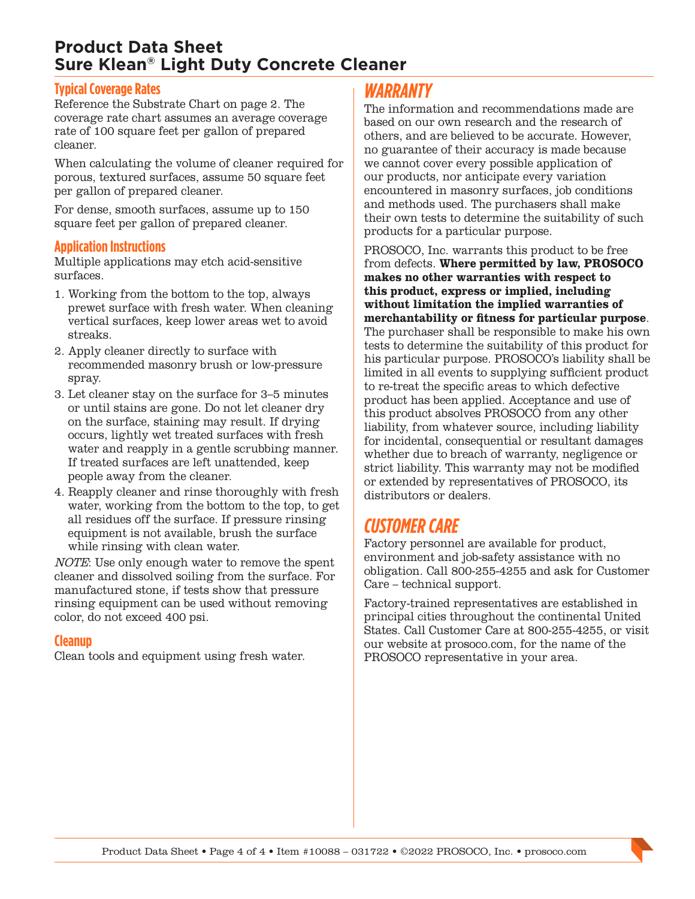# Product Data Sheet
# Sure Klean® Light Duty Concrete Cleaner

## Typical Coverage Rates

Reference the Substrate Chart on page 2. The coverage rate chart assumes an average coverage rate of 100 square feet per gallon of prepared cleaner.

When calculating the volume of cleaner required for porous, textured surfaces, assume 50 square feet per gallon of prepared cleaner.

For dense, smooth surfaces, assume up to 150 square feet per gallon of prepared cleaner.

## Application Instructions

Multiple applications may etch acid-sensitive surfaces.

1. Working from the bottom to the top, always prewet surface with fresh water. When cleaning vertical surfaces, keep lower areas wet to avoid streaks.
2. Apply cleaner directly to surface with recommended masonry brush or low-pressure spray.
3. Let cleaner stay on the surface for 3–5 minutes or until stains are gone. Do not let cleaner dry on the surface, staining may result. If drying occurs, lightly wet treated surfaces with fresh water and reapply in a gentle scrubbing manner. If treated surfaces are left unattended, keep people away from the cleaner.
4. Reapply cleaner and rinse thoroughly with fresh water, working from the bottom to the top, to get all residues off the surface. If pressure rinsing equipment is not available, brush the surface while rinsing with clean water.

*NOTE*: Use only enough water to remove the spent cleaner and dissolved soiling from the surface. For manufactured stone, if tests show that pressure rinsing equipment can be used without removing color, do not exceed 400 psi.

## Cleanup

Clean tools and equipment using fresh water.

## WARRANTY

The information and recommendations made are based on our own research and the research of others, and are believed to be accurate. However, no guarantee of their accuracy is made because we cannot cover every possible application of our products, nor anticipate every variation encountered in masonry surfaces, job conditions and methods used. The purchasers shall make their own tests to determine the suitability of such products for a particular purpose.

PROSOCO, Inc. warrants this product to be free from defects. **Where permitted by law, PROSOCO makes no other warranties with respect to this product, express or implied, including without limitation the implied warranties of merchantability or fitness for particular purpose**. The purchaser shall be responsible to make his own tests to determine the suitability of this product for his particular purpose. PROSOCO's liability shall be limited in all events to supplying sufficient product to re-treat the specific areas to which defective product has been applied. Acceptance and use of this product absolves PROSOCO from any other liability, from whatever source, including liability for incidental, consequential or resultant damages whether due to breach of warranty, negligence or strict liability. This warranty may not be modified or extended by representatives of PROSOCO, its distributors or dealers.

## CUSTOMER CARE

Factory personnel are available for product, environment and job-safety assistance with no obligation. Call 800-255-4255 and ask for Customer Care – technical support.

Factory-trained representatives are established in principal cities throughout the continental United States. Call Customer Care at 800-255-4255, or visit our website at prosoco.com, for the name of the PROSOCO representative in your area.